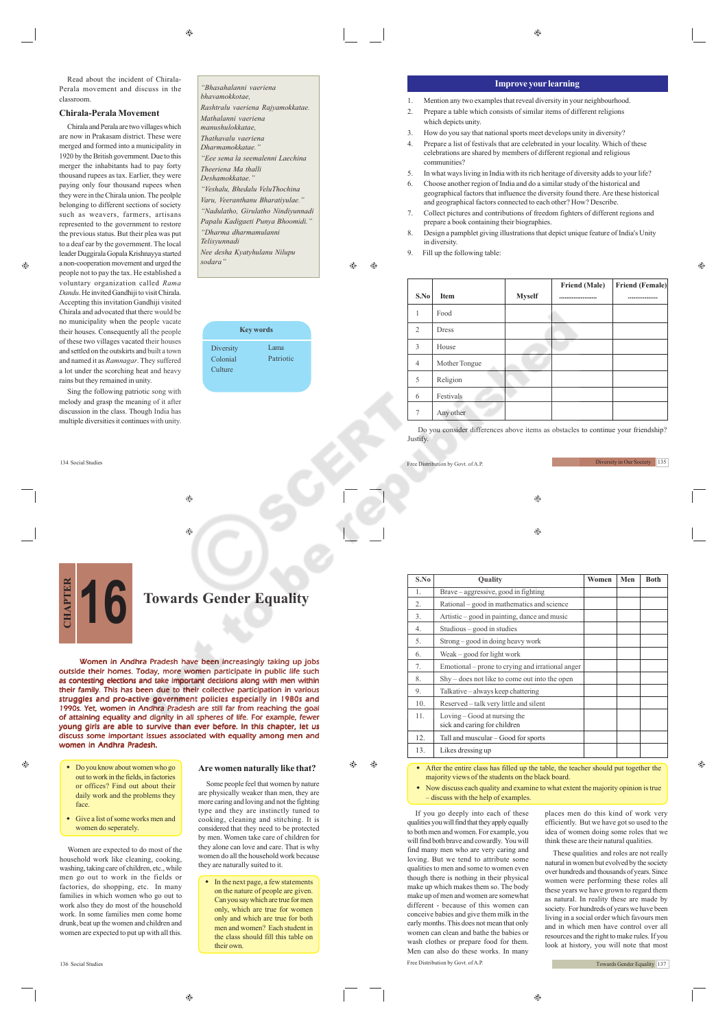Read about the incident of Chirala-Perala movement and discuss in the classroom.

## Chirala-Perala Movement

Chirala and Perala are two villages which are now in Prakasam district. These were merged and formed into a municipality in 1920 by the British government. Due to this merger the inhabitants had to pay forty thousand rupees as tax. Earlier, they were paying only four thousand rupees when they were in the Chirala union. The peolple belonging to different sections of society such as weavers, farmers, artisans represented to the government to restore the previous status. But their plea was put to a deaf ear by the government. The local leader Duggirala Gopala Krishnayya started a non-cooperation movement and urged the people not to pay the tax. He established a voluntary organization called *Rama Dandu*. He invited Gandhiji to visit Chirala. Accepting this invitation Gandhiji visited Chirala and advocated that there would be no municipality when the people vacate their houses. Consequently all the people of these two villages vacated their houses and settled on the outskirts and built a town and named it as *Ramnagar*. They suffered a lot under the scorching heat and heavy rains but they remained in unity.

Sing the following patriotic song with melody and grasp the meaning of it after discussion in the class. Though India has multiple diversities it continues with unity.

*"Bhasahalanni vaeriena bhavamokkotae,*
*Rashtralu vaeriena Rajyamokkatae.*
*Mathalanni vaeriena manushulokkatae,*
*Thathavalu vaeriena Dharmamokkatae."*
*"Eee sema la seemalenni Laechina Theeriena Ma thalli Deshamokkatae."*
*"Veshalu, Bhedalu VeluThochina Varu, Veeranthanu Bharatiyulae."*
*"Nadudatho, Girulatho Nindiyunnadi Papalu Kadigaeti Punya Bhoomidi."*
*"Dharma dharmamulanni Telisyunnadi*
*Nee desha Kyatyhulanu Nilupu sodara"*

**Key words**

- Diversity
- Colonial
- Culture
- Lama
- Patriotic

## Improve your learning

1. Mention any two examples that reveal diversity in your neighbourhood.
2. Prepare a table which consists of similar items of different religions which depicts unity.
3. How do you say that national sports meet develops unity in diversity?
4. Prepare a list of festivals that are celebrated in your locality. Which of these celebrations are shared by members of different regional and religious communities?
5. In what ways living in India with its rich heritage of diversity adds to your life?
6. Choose another region of India and do a similar study of the historical and geographical factors that influence the diversity found there. Are these historical and geographical factors connected to each other? How? Describe.
7. Collect pictures and contributions of freedom fighters of different regions and prepare a book containing their biographies.
8. Design a pamphlet giving illustrations that depict unique feature of India's Unity in diversity.
9. Fill up the following table:

| S.No | Item | Myself | Friend (Male) ………………. | Friend (Female) …………… |
|---|---|---|---|---|
| 1 | Food | | | |
| 2 | Dress | | | |
| 3 | House | | | |
| 4 | Mother Tongue | | | |
| 5 | Religion | | | |
| 6 | Festivals | | | |
| 7 | Any other | | | |

Do you consider differences above items as obstacles to continue your friendship? Justify.

# CHAPTER 16 Towards Gender Equality

**Women in Andhra Pradesh have been increasingly taking up jobs outside their homes. Today, more women participate in public life such as contesting elections and take important decisions along with men within their family. This has been due to their collective participation in various struggles and pro-active government policies especially in 1980s and 1990s. Yet, women in Andhra Pradesh are still far from reaching the goal of attaining equality and dignity in all spheres of life. For example, fewer young girls are able to survive than ever before. In this chapter, let us discuss some important issues associated with equality among men and women in Andhra Pradesh.**

- Do you know about women who go out to work in the fields, in factories or offices? Find out about their daily work and the problems they face.
- Give a list of some works men and women do seperately.

Women are expected to do most of the household work like cleaning, cooking, washing, taking care of children, etc., while men go out to work in the fields or factories, do shopping, etc. In many families in which women who go out to work also they do most of the household work. In some families men come home drunk, beat up the women and children and women are expected to put up with all this.

## Are women naturally like that?

Some people feel that women by nature are physically weaker than men, they are more caring and loving and not the fighting type and they are instinctly tuned to cooking, cleaning and stitching. It is considered that they need to be protected by men. Women take care of children for they alone can love and care. That is why women do all the household work because they are naturally suited to it.

- In the next page, a few statements on the nature of people are given. Can you say which are true for men only, which are true for women only and which are true for both men and women? Each student in the class should fill this table on their own.

| S.No | Quality | Women | Men | Both |
|---|---|---|---|---|
| 1. | Brave – aggressive, good in fighting | | | |
| 2. | Rational – good in mathematics and science | | | |
| 3. | Artistic – good in painting, dance and music | | | |
| 4. | Studious – good in studies | | | |
| 5. | Strong – good in doing heavy work | | | |
| 6. | Weak – good for light work | | | |
| 7. | Emotional – prone to crying and irrational anger | | | |
| 8. | Shy – does not like to come out into the open | | | |
| 9. | Talkative – always keep chattering | | | |
| 10. | Reserved – talk very little and silent | | | |
| 11. | Loving – Good at nursing the sick and caring for children | | | |
| 12. | Tall and muscular – Good for sports | | | |
| 13. | Likes dressing up | | | |

- After the entire class has filled up the table, the teacher should put together the majority views of the students on the black board.
- Now discuss each quality and examine to what extent the majority opinion is true – discuss with the help of examples.

If you go deeply into each of these qualities you will find that they apply equally to both men and women. For example, you will find both brave and cowardly. You will find many men who are very caring and loving. But we tend to attribute some qualities to men and some to women even though there is nothing in their physical make up which makes them so. The body make up of men and women are somewhat different - women can conceive babies and give them milk in the early months. This does not mean that only women can clean and bathe the babies or wash clothes or prepare food for them. Men can also do these works. In many places men do this kind of work very efficiently. But we have got so used to the idea of women doing some roles that we think these are their natural qualities.

These qualities and roles are not really natural in women but evolved by the society over hundreds and thousands of years. Since women were performing these roles all these years we have grown to regard them as natural. In reality these are made by society. For hundreds of years we have been living in a social order which favours men and in which men have control over all resources and the right to make rules. If you look at history, you will note that most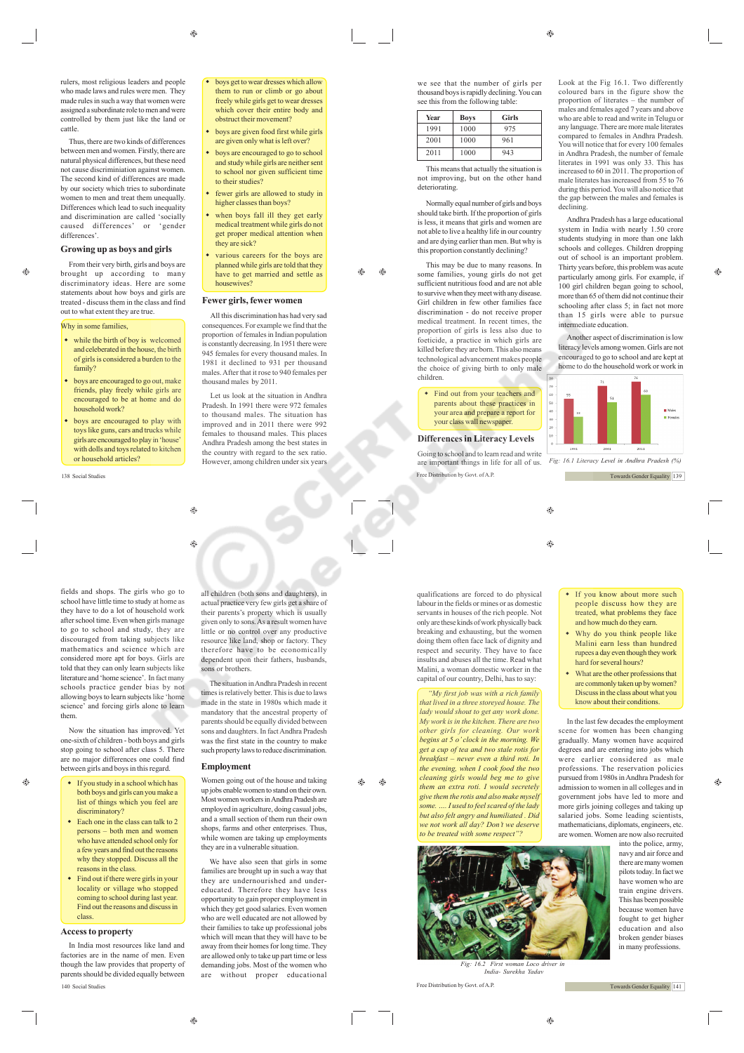rulers, most religious leaders and people who made laws and rules were men. They made rules in such a way that women were assigned a subordinate role to men and were controlled by them just like the land or cattle.

Thus, there are two kinds of differences between men and women. Firstly, there are natural physical differences, but these need not cause discrimination against women. The second kind of differences are made by our society which tries to subordinate women to men and treat them unequally. Differences which lead to such inequality and discrimination are called 'socially caused differences' or 'gender differences'.

## Growing up as boys and girls

From their very birth, girls and boys are brought up according to many discriminatory ideas. Here are some statements about how boys and girls are treated - discuss them in the class and find out to what extent they are true.

Why in some families,

- while the birth of boy is welcomed and celeberated in the house, the birth of girls is considered a burden to the family?
- boys are encouraged to go out, make friends, play freely while girls are encouraged to be at home and do household work?
- boys are encouraged to play with toys like guns, cars and trucks while girls are encouraged to play in 'house' with dolls and toys related to kitchen or household articles?
- boys get to wear dresses which allow them to run or climb or go about freely while girls get to wear dresses which cover their entire body and obstruct their movement?
- boys are given food first while girls are given only what is left over?
- boys are encouraged to go to school and study while girls are neither sent to school nor given sufficient time to their studies?
- fewer girls are allowed to study in higher classes than boys?
- when boys fall ill they get early medical treatment while girls do not get proper medical attention when they are sick?
- various careers for the boys are planned while girls are told that they have to get married and settle as housewives?

## Fewer girls, fewer women

All this discrimination has had very sad consequences. For example we find that the proportion of females in Indian population is constantly decreasing. In 1951 there were 945 females for every thousand males. In 1981 it declined to 931 per thousand males. After that it rose to 940 females per thousand males by 2011.

Let us look at the situation in Andhra Pradesh. In 1991 there were 972 females to thousand males. The situation has improved and in 2011 there were 992 females to thousand males. Andhra Pradesh among the best states in the country with regard to the sex ratio. However, among children under six years we see that the number of girls per thousand boys is rapidly declining. You can see this from the following table:

| Year | Boys | Girls |
|---|---|---|
| 1991 | 1000 | 975 |
| 2001 | 1000 | 961 |
| 2011 | 1000 | 943 |

This means that actually the situation is not improving, but on the other hand deteriorating.

Normally equal number of girls and boys should take birth. If the proportion of girls is less, it means that girls and women are not able to live a healthy life in our country and are dying earlier than men. But why is this proportion constantly declining?

This may be due to many reasons. In some families, young girls do not get sufficient nutritious food and are not able to survive when they meet with any disease. Girl children in few other families face discrimination - do not receive proper medical treatment. In recent times, the proportion of girls is less also due to foeticide, a practice in which girls are killed before they are born. This also means technological advancement makes people the choice of giving birth to only male children.

- Find out from your teachers and parents about these practices in your area and prepare a report for your class wall newspaper.

## Differences in Literacy Levels

Going to school and to learn read and write are important things in life for all of us. Look at the Fig 16.1. Two differently coloured bars in the figure show the proportion of literates – the number of males and females aged 7 years and above who are able to read and write in Telugu or any language. There are more male literates compared to females in Andhra Pradesh. You will notice that for every 100 females in Andhra Pradesh, the number of female literates in 1991 was only 33. This has increased to 60 in 2011. The proportion of male literates has increased from 55 to 76 during this period. You will also notice that the gap between the males and females is declining.

Andhra Pradesh has a large educational system in India with nearly 1.50 crore students studying in more than one lakh schools and colleges. Children dropping out of school is an important problem. Thirty years before, this problem was acute particularly among girls. For example, if 100 girl children began going to school, more than 65 of them did not continue their schooling after class 5; in fact not more than 15 girls were able to pursue intermediate education.

Another aspect of discrimination is low literacy levels among women. Girls are not encouraged to go to school and are kept at home to do the household work or work in fields and shops. The girls who go to school have little time to study at home as they have to do a lot of household work after school time. Even when girls manage to go to school and study, they are discouraged from taking subjects like mathematics and science which are considered more apt for boys. Girls are told that they can only learn subjects like literature and 'home science'. In fact many schools practice gender bias by not allowing boys to learn subjects like 'home science' and forcing girls alone to learn them.

| Year | Males | Females |
|---|---|---|
| 1991 | 55 | 33 |
| 2001 | 71 | 51 |
| 2011 | 76 | 60 |

Fig: 16.1 Literacy Level in Andhra Pradesh (%)

Now the situation has improved. Yet one-sixth of children - both boys and girls stop going to school after class 5. There are no major differences one could find between girls and boys in this regard.

- If you study in a school which has both boys and girls can you make a list of things which you feel are discriminatory?
- Each one in the class can talk to 2 persons – both men and women who have attended school only for a few years and find out the reasons why they stopped. Discuss all the reasons in the class.
- Find out if there were girls in your locality or village who stopped coming to school during last year. Find out the reasons and discuss in class.

## Access to property

In India most resources like land and factories are in the name of men. Even though the law provides that property of parents should be divided equally between all children (both sons and daughters), in actual practice very few girls get a share of their parent's property which is usually given only to sons. As a result women have little or no control over any productive resource like land, shop or factory. They therefore have to be economically dependent upon their fathers, husbands, sons or brothers.

The situation in Andhra Pradesh in recent times is relatively better. This is due to laws made in the state in 1980s which made it mandatory that the ancestral property of parents should be equally divided between sons and daughters. In fact Andhra Pradesh was the first state in the country to make such property laws to reduce discrimination.

## Employment

Women going out of the house and taking up jobs enable women to stand on their own. Most women workers in Andhra Pradesh are employed in agriculture, doing casual jobs, and a small section of them run their own shops, farms and other enterprises. Thus, while women are taking up employments they are in a vulnerable situation.

We have also seen that girls in some families are brought up in such a way that they are undernourished and under-educated. Therefore they have less opportunity to gain proper employment in which they get good salaries. Even women who are well educated are not allowed by their families to take up professional jobs which will mean that they will have to be away from their homes for long time. They are allowed only to take up part time or less demanding jobs. Most of the women who are without proper educational qualifications are forced to do physical labour in the fields or mines or as domestic servants in houses of the rich people. Not only are these kinds of work physically back breaking and exhausting, but the women doing them often face lack of dignity and respect and security. They have to face insults and abuses all the time. Read what Malini, a woman domestic worker in the capital of our country, Delhi, has to say:

*"My first job was with a rich family that lived in a three storeyed house. The lady would shout to get any work done. My work is in the kitchen. There are two other girls for cleaning. Our work begins at 5 o'clock in the morning. We get a cup of tea and two stale rotis for breakfast – never even a third roti. In the evening, when I cook food the two cleaning girls would beg me to give them an extra roti. I would secretely give them the rotis and also make myself some. .... I used to feel scared of the lady but also felt angry and humiliated. Did we not work all day? Don't we deserve to be treated with some respect"?*

Fig: 16.2 First woman Loco driver in India- Surekha Yadav

- If you know about more such people discuss how they are treated, what problems they face and how much do they earn.
- Why do you think people like Malini earn less than hundred rupees a day even though they work hard for several hours?
- What are the other professions that are commonly taken up by women? Discuss in the class about what you know about their conditions.

In the last few decades the employment scene for women has been changing gradually. Many women have acquired degrees and are entering into jobs which were earlier considered as male professions. The reservation policies pursued from 1980s in Andhra Pradesh for admission to women in all colleges and in government jobs have led to more and more girls joining colleges and taking up salaried jobs. Some leading scientists, mathematicians, diplomats, engineers, etc. are women. Women are now also recruited into the police, army, navy and air force and there are many women pilots today. In fact we have women who are train engine drivers. This has been possible because women have fought to get higher education and also broken gender biases in many professions.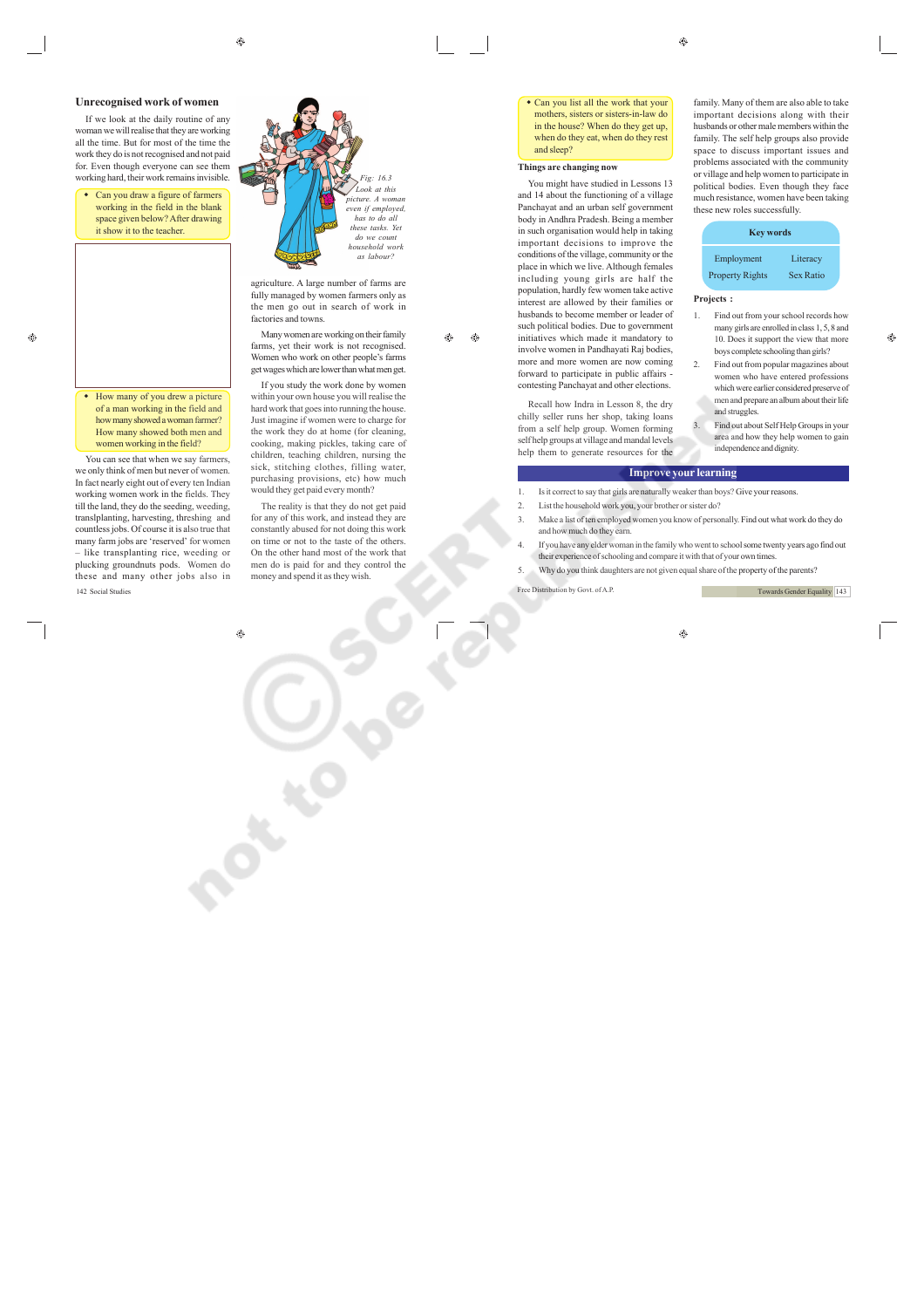## Unrecognised work of women

If we look at the daily routine of any woman we will realise that they are working all the time. But for most of the time the work they do is not recognised and not paid for. Even though everyone can see them working hard, their work remains invisible.

- Can you draw a figure of farmers working in the field in the blank space given below? After drawing it show it to the teacher.

- How many of you drew a picture of a man working in the field and how many showed a woman farmer? How many showed both men and women working in the field?

You can see that when we say farmers, we only think of men but never of women. In fact nearly eight out of every ten Indian working women work in the fields. They till the land, they do the seeding, weeding, translplanting, harvesting, threshing and countless jobs. Of course it is also true that many farm jobs are 'reserved' for women – like transplanting rice, weeding or plucking groundnuts pods. Women do these and many other jobs also in agriculture. A large number of farms are fully managed by women farmers only as the men go out in search of work in factories and towns.

*Fig: 16.3 Look at this picture. A woman even if employed, has to do all these tasks. Yet do we count household work as labour?*

Many women are working on their family farms, yet their work is not recognised. Women who work on other people's farms get wages which are lower than what men get.

If you study the work done by women within your own house you will realise the hard work that goes into running the house. Just imagine if women were to charge for the work they do at home (for cleaning, cooking, making pickles, taking care of children, teaching children, nursing the sick, stitching clothes, filling water, purchasing provisions, etc) how much would they get paid every month?

The reality is that they do not get paid for any of this work, and instead they are constantly abused for not doing this work on time or not to the taste of the others. On the other hand most of the work that men do is paid for and they control the money and spend it as they wish.

- Can you list all the work that your mothers, sisters or sisters-in-law do in the house? When do they get up, when do they eat, when do they rest and sleep?

### Things are changing now

You might have studied in Lessons 13 and 14 about the functioning of a village Panchayat and an urban self government body in Andhra Pradesh. Being a member in such organisation would help in taking important decisions to improve the conditions of the village, community or the place in which we live. Although females including young girls are half the population, hardly few women take active interest are allowed by their families or husbands to become member or leader of such political bodies. Due to government initiatives which made it mandatory to involve women in Pandhayati Raj bodies, more and more women are now coming forward to participate in public affairs - contesting Panchayat and other elections.

Recall how Indra in Lesson 8, the dry chilly seller runs her shop, taking loans from a self help group. Women forming self help groups at village and mandal levels help them to generate resources for the family. Many of them are also able to take important decisions along with their husbands or other male members within the family. The self help groups also provide space to discuss important issues and problems associated with the community or village and help women to participate in political bodies. Even though they face much resistance, women have been taking these new roles successfully.

**Key words**

| | |
|---|---|
| Employment | Literacy |
| Property Rights | Sex Ratio |

**Projects :**

1. Find out from your school records how many girls are enrolled in class 1, 5, 8 and 10. Does it support the view that more boys complete schooling than girls?
2. Find out from popular magazines about women who have entered professions which were earlier considered preserve of men and prepare an album about their life and struggles.
3. Find out about Self Help Groups in your area and how they help women to gain independence and dignity.

## Improve your learning

1. Is it correct to say that girls are naturally weaker than boys? Give your reasons.
2. List the household work you, your brother or sister do?
3. Make a list of ten employed women you know of personally. Find out what work do they do and how much do they earn.
4. If you have any elder woman in the family who went to school some twenty years ago find out their experience of schooling and compare it with that of your own times.
5. Why do you think daughters are not given equal share of the property of the parents?

Free Distribution by Govt. of A.P.